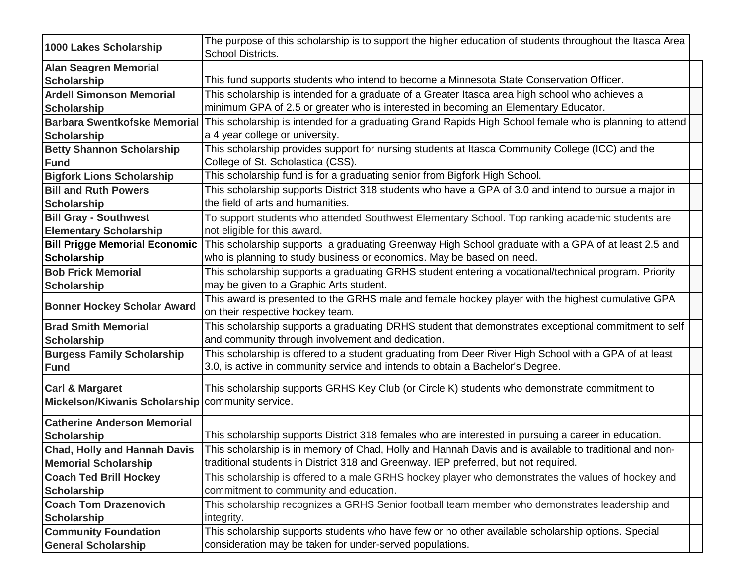| Scholarship | Description |
|---|---|
| **1000 Lakes Scholarship** | The purpose of this scholarship is to support the higher education of students throughout the Itasca Area School Districts. |
| **Alan Seagren Memorial Scholarship** | This fund supports students who intend to become a Minnesota State Conservation Officer. |
| **Ardell Simonson Memorial Scholarship** | This scholarship is intended for a graduate of a Greater Itasca area high school who achieves a minimum GPA of 2.5 or greater who is interested in becoming an Elementary Educator. |
| **Barbara Swentkofske Memorial Scholarship** | This scholarship is intended for a graduating Grand Rapids High School female who is planning to attend a 4 year college or university. |
| **Betty Shannon Scholarship Fund** | This scholarship provides support for nursing students at Itasca Community College (ICC) and the College of St. Scholastica (CSS). |
| **Bigfork Lions Scholarship** | This scholarship fund is for a graduating senior from Bigfork High School. |
| **Bill and Ruth Powers Scholarship** | This scholarship supports District 318 students who have a GPA of 3.0 and intend to pursue a major in the field of arts and humanities. |
| **Bill Gray - Southwest Elementary Scholarship** | To support students who attended Southwest Elementary School. Top ranking academic students are not eligible for this award. |
| **Bill Prigge Memorial Economic Scholarship** | This scholarship supports a graduating Greenway High School graduate with a GPA of at least 2.5 and who is planning to study business or economics. May be based on need. |
| **Bob Frick Memorial Scholarship** | This scholarship supports a graduating GRHS student entering a vocational/technical program. Priority may be given to a Graphic Arts student. |
| **Bonner Hockey Scholar Award** | This award is presented to the GRHS male and female hockey player with the highest cumulative GPA on their respective hockey team. |
| **Brad Smith Memorial Scholarship** | This scholarship supports a graduating DRHS student that demonstrates exceptional commitment to self and community through involvement and dedication. |
| **Burgess Family Scholarship Fund** | This scholarship is offered to a student graduating from Deer River High School with a GPA of at least 3.0, is active in community service and intends to obtain a Bachelor's Degree. |
| **Carl & Margaret Mickelson/Kiwanis Scholarship** | This scholarship supports GRHS Key Club (or Circle K) students who demonstrate commitment to community service. |
| **Catherine Anderson Memorial Scholarship** | This scholarship supports District 318 females who are interested in pursuing a career in education. |
| **Chad, Holly and Hannah Davis Memorial Scholarship** | This scholarship is in memory of Chad, Holly and Hannah Davis and is available to traditional and non-traditional students in District 318 and Greenway. IEP preferred, but not required. |
| **Coach Ted Brill Hockey Scholarship** | This scholarship is offered to a male GRHS hockey player who demonstrates the values of hockey and commitment to community and education. |
| **Coach Tom Drazenovich Scholarship** | This scholarship recognizes a GRHS Senior football team member who demonstrates leadership and integrity. |
| **Community Foundation General Scholarship** | This scholarship supports students who have few or no other available scholarship options. Special consideration may be taken for under-served populations. |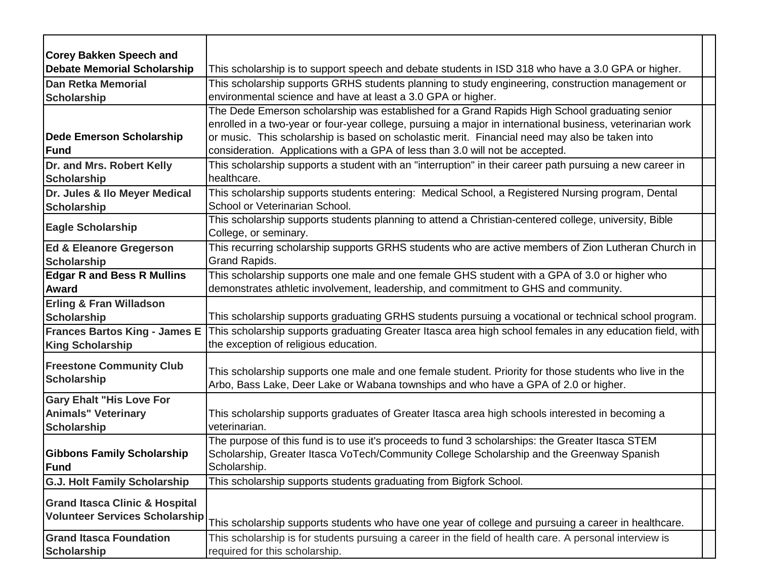| | | |
|---|---|---|
| **Corey Bakken Speech and Debate Memorial Scholarship** | This scholarship is to support speech and debate students in ISD 318 who have a 3.0 GPA or higher. | |
| **Dan Retka Memorial Scholarship** | This scholarship supports GRHS students planning to study engineering, construction management or environmental science and have at least a 3.0 GPA or higher. | |
| **Dede Emerson Scholarship Fund** | The Dede Emerson scholarship was established for a Grand Rapids High School graduating senior enrolled in a two-year or four-year college, pursuing a major in international business, veterinarian work or music. This scholarship is based on scholastic merit. Financial need may also be taken into consideration. Applications with a GPA of less than 3.0 will not be accepted. | |
| **Dr. and Mrs. Robert Kelly Scholarship** | This scholarship supports a student with an "interruption" in their career path pursuing a new career in healthcare. | |
| **Dr. Jules & Ilo Meyer Medical Scholarship** | This scholarship supports students entering: Medical School, a Registered Nursing program, Dental School or Veterinarian School. | |
| **Eagle Scholarship** | This scholarship supports students planning to attend a Christian-centered college, university, Bible College, or seminary. | |
| **Ed & Eleanore Gregerson Scholarship** | This recurring scholarship supports GRHS students who are active members of Zion Lutheran Church in Grand Rapids. | |
| **Edgar R and Bess R Mullins Award** | This scholarship supports one male and one female GHS student with a GPA of 3.0 or higher who demonstrates athletic involvement, leadership, and commitment to GHS and community. | |
| **Erling & Fran Willadson Scholarship** | This scholarship supports graduating GRHS students pursuing a vocational or technical school program. | |
| **Frances Bartos King - James E King Scholarship** | This scholarship supports graduating Greater Itasca area high school females in any education field, with the exception of religious education. | |
| **Freestone Community Club Scholarship** | This scholarship supports one male and one female student. Priority for those students who live in the Arbo, Bass Lake, Deer Lake or Wabana townships and who have a GPA of 2.0 or higher. | |
| **Gary Ehalt "His Love For Animals" Veterinary Scholarship** | This scholarship supports graduates of Greater Itasca area high schools interested in becoming a veterinarian. | |
| **Gibbons Family Scholarship Fund** | The purpose of this fund is to use it's proceeds to fund 3 scholarships: the Greater Itasca STEM Scholarship, Greater Itasca VoTech/Community College Scholarship and the Greenway Spanish Scholarship. | |
| **G.J. Holt Family Scholarship** | This scholarship supports students graduating from Bigfork School. | |
| **Grand Itasca Clinic & Hospital Volunteer Services Scholarship** | This scholarship supports students who have one year of college and pursuing a career in healthcare. | |
| **Grand Itasca Foundation Scholarship** | This scholarship is for students pursuing a career in the field of health care. A personal interview is required for this scholarship. | |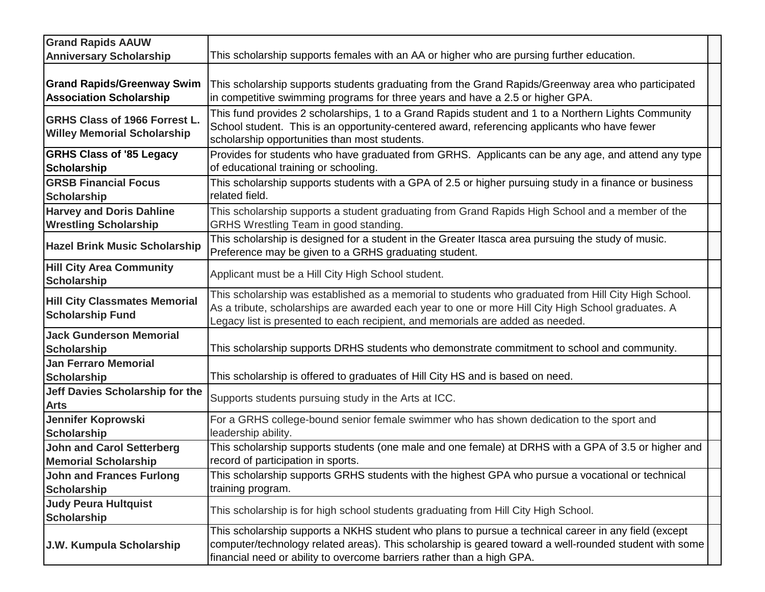| | | |
|---|---|---|
| **Grand Rapids AAUW Anniversary Scholarship** | This scholarship supports females with an AA or higher who are pursing further education. | |
| **Grand Rapids/Greenway Swim Association Scholarship** | This scholarship supports students graduating from the Grand Rapids/Greenway area who participated in competitive swimming programs for three years and have a 2.5 or higher GPA. | |
| **GRHS Class of 1966 Forrest L. Willey Memorial Scholarship** | This fund provides 2 scholarships, 1 to a Grand Rapids student and 1 to a Northern Lights Community School student. This is an opportunity-centered award, referencing applicants who have fewer scholarship opportunities than most students. | |
| **GRHS Class of '85 Legacy Scholarship** | Provides for students who have graduated from GRHS. Applicants can be any age, and attend any type of educational training or schooling. | |
| **GRSB Financial Focus Scholarship** | This scholarship supports students with a GPA of 2.5 or higher pursuing study in a finance or business related field. | |
| **Harvey and Doris Dahline Wrestling Scholarship** | This scholarship supports a student graduating from Grand Rapids High School and a member of the GRHS Wrestling Team in good standing. | |
| **Hazel Brink Music Scholarship** | This scholarship is designed for a student in the Greater Itasca area pursuing the study of music. Preference may be given to a GRHS graduating student. | |
| **Hill City Area Community Scholarship** | Applicant must be a Hill City High School student. | |
| **Hill City Classmates Memorial Scholarship Fund** | This scholarship was established as a memorial to students who graduated from Hill City High School. As a tribute, scholarships are awarded each year to one or more Hill City High School graduates. A Legacy list is presented to each recipient, and memorials are added as needed. | |
| **Jack Gunderson Memorial Scholarship** | This scholarship supports DRHS students who demonstrate commitment to school and community. | |
| **Jan Ferraro Memorial Scholarship** | This scholarship is offered to graduates of Hill City HS and is based on need. | |
| **Jeff Davies Scholarship for the Arts** | Supports students pursuing study in the Arts at ICC. | |
| **Jennifer Koprowski Scholarship** | For a GRHS college-bound senior female swimmer who has shown dedication to the sport and leadership ability. | |
| **John and Carol Setterberg Memorial Scholarship** | This scholarship supports students (one male and one female) at DRHS with a GPA of 3.5 or higher and record of participation in sports. | |
| **John and Frances Furlong Scholarship** | This scholarship supports GRHS students with the highest GPA who pursue a vocational or technical training program. | |
| **Judy Peura Hultquist Scholarship** | This scholarship is for high school students graduating from Hill City High School. | |
| **J.W. Kumpula Scholarship** | This scholarship supports a NKHS student who plans to pursue a technical career in any field (except computer/technology related areas). This scholarship is geared toward a well-rounded student with some financial need or ability to overcome barriers rather than a high GPA. | |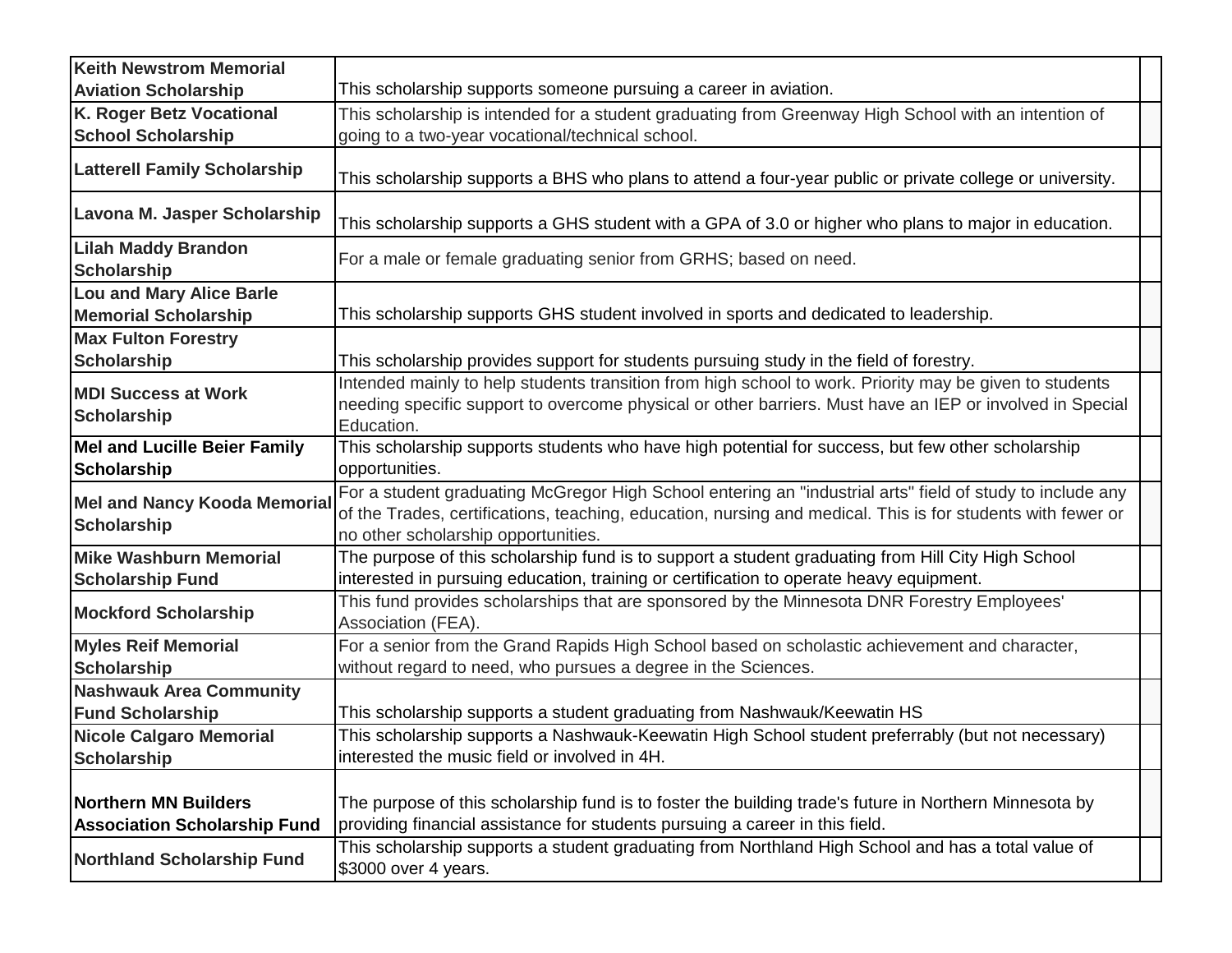| | | |
|---|---|---|
| **Keith Newstrom Memorial Aviation Scholarship** | This scholarship supports someone pursuing a career in aviation. | |
| **K. Roger Betz Vocational School Scholarship** | This scholarship is intended for a student graduating from Greenway High School with an intention of going to a two-year vocational/technical school. | |
| **Latterell Family Scholarship** | This scholarship supports a BHS who plans to attend a four-year public or private college or university. | |
| **Lavona M. Jasper Scholarship** | This scholarship supports a GHS student with a GPA of 3.0 or higher who plans to major in education. | |
| **Lilah Maddy Brandon Scholarship** | For a male or female graduating senior from GRHS; based on need. | |
| **Lou and Mary Alice Barle Memorial Scholarship** | This scholarship supports GHS student involved in sports and dedicated to leadership. | |
| **Max Fulton Forestry Scholarship** | This scholarship provides support for students pursuing study in the field of forestry. | |
| **MDI Success at Work Scholarship** | Intended mainly to help students transition from high school to work. Priority may be given to students needing specific support to overcome physical or other barriers. Must have an IEP or involved in Special Education. | |
| **Mel and Lucille Beier Family Scholarship** | This scholarship supports students who have high potential for success, but few other scholarship opportunities. | |
| **Mel and Nancy Kooda Memorial Scholarship** | For a student graduating McGregor High School entering an "industrial arts" field of study to include any of the Trades, certifications, teaching, education, nursing and medical. This is for students with fewer or no other scholarship opportunities. | |
| **Mike Washburn Memorial Scholarship Fund** | The purpose of this scholarship fund is to support a student graduating from Hill City High School interested in pursuing education, training or certification to operate heavy equipment. | |
| **Mockford Scholarship** | This fund provides scholarships that are sponsored by the Minnesota DNR Forestry Employees' Association (FEA). | |
| **Myles Reif Memorial Scholarship** | For a senior from the Grand Rapids High School based on scholastic achievement and character, without regard to need, who pursues a degree in the Sciences. | |
| **Nashwauk Area Community Fund Scholarship** | This scholarship supports a student graduating from Nashwauk/Keewatin HS | |
| **Nicole Calgaro Memorial Scholarship** | This scholarship supports a Nashwauk-Keewatin High School student preferrably (but not necessary) interested the music field or involved in 4H. | |
| **Northern MN Builders Association Scholarship Fund** | The purpose of this scholarship fund is to foster the building trade's future in Northern Minnesota by providing financial assistance for students pursuing a career in this field. | |
| **Northland Scholarship Fund** | This scholarship supports a student graduating from Northland High School and has a total value of $3000 over 4 years. | |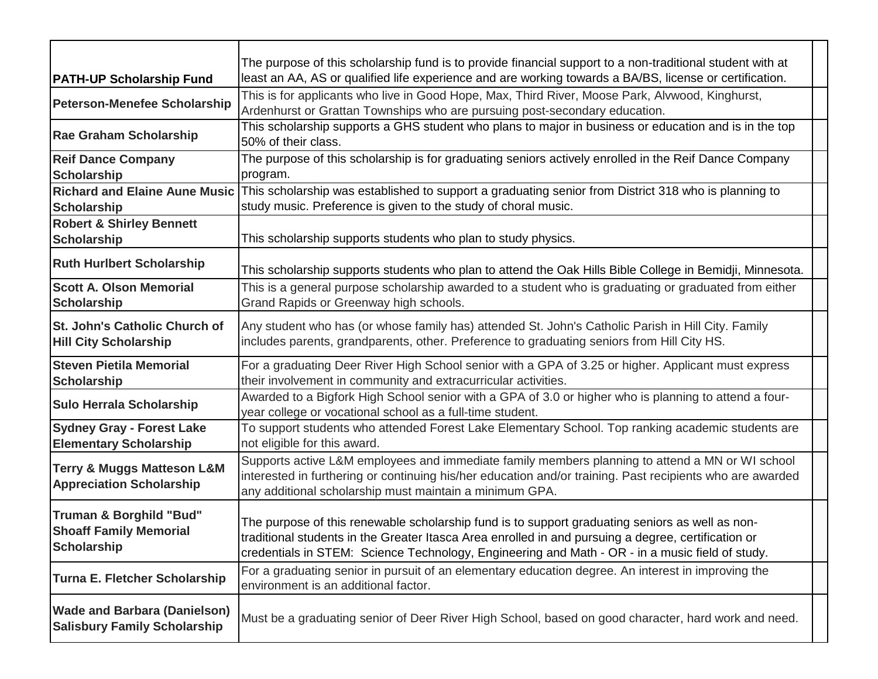| | | |
|---|---|---|
| **PATH-UP Scholarship Fund** | The purpose of this scholarship fund is to provide financial support to a non-traditional student with at least an AA, AS or qualified life experience and are working towards a BA/BS, license or certification. | |
| **Peterson-Menefee Scholarship** | This is for applicants who live in Good Hope, Max, Third River, Moose Park, Alvwood, Kinghurst, Ardenhurst or Grattan Townships who are pursuing post-secondary education. | |
| **Rae Graham Scholarship** | This scholarship supports a GHS student who plans to major in business or education and is in the top 50% of their class. | |
| **Reif Dance Company Scholarship** | The purpose of this scholarship is for graduating seniors actively enrolled in the Reif Dance Company program. | |
| **Richard and Elaine Aune Music Scholarship** | This scholarship was established to support a graduating senior from District 318 who is planning to study music. Preference is given to the study of choral music. | |
| **Robert & Shirley Bennett Scholarship** | This scholarship supports students who plan to study physics. | |
| **Ruth Hurlbert Scholarship** | This scholarship supports students who plan to attend the Oak Hills Bible College in Bemidji, Minnesota. | |
| **Scott A. Olson Memorial Scholarship** | This is a general purpose scholarship awarded to a student who is graduating or graduated from either Grand Rapids or Greenway high schools. | |
| **St. John's Catholic Church of Hill City Scholarship** | Any student who has (or whose family has) attended St. John's Catholic Parish in Hill City. Family includes parents, grandparents, other. Preference to graduating seniors from Hill City HS. | |
| **Steven Pietila Memorial Scholarship** | For a graduating Deer River High School senior with a GPA of 3.25 or higher. Applicant must express their involvement in community and extracurricular activities. | |
| **Sulo Herrala Scholarship** | Awarded to a Bigfork High School senior with a GPA of 3.0 or higher who is planning to attend a four-year college or vocational school as a full-time student. | |
| **Sydney Gray - Forest Lake Elementary Scholarship** | To support students who attended Forest Lake Elementary School. Top ranking academic students are not eligible for this award. | |
| **Terry & Muggs Matteson L&M Appreciation Scholarship** | Supports active L&M employees and immediate family members planning to attend a MN or WI school interested in furthering or continuing his/her education and/or training. Past recipients who are awarded any additional scholarship must maintain a minimum GPA. | |
| **Truman & Borghild "Bud" Shoaff Family Memorial Scholarship** | The purpose of this renewable scholarship fund is to support graduating seniors as well as non-traditional students in the Greater Itasca Area enrolled in and pursuing a degree, certification or credentials in STEM: Science Technology, Engineering and Math - OR - in a music field of study. | |
| **Turna E. Fletcher Scholarship** | For a graduating senior in pursuit of an elementary education degree. An interest in improving the environment is an additional factor. | |
| **Wade and Barbara (Danielson) Salisbury Family Scholarship** | Must be a graduating senior of Deer River High School, based on good character, hard work and need. | |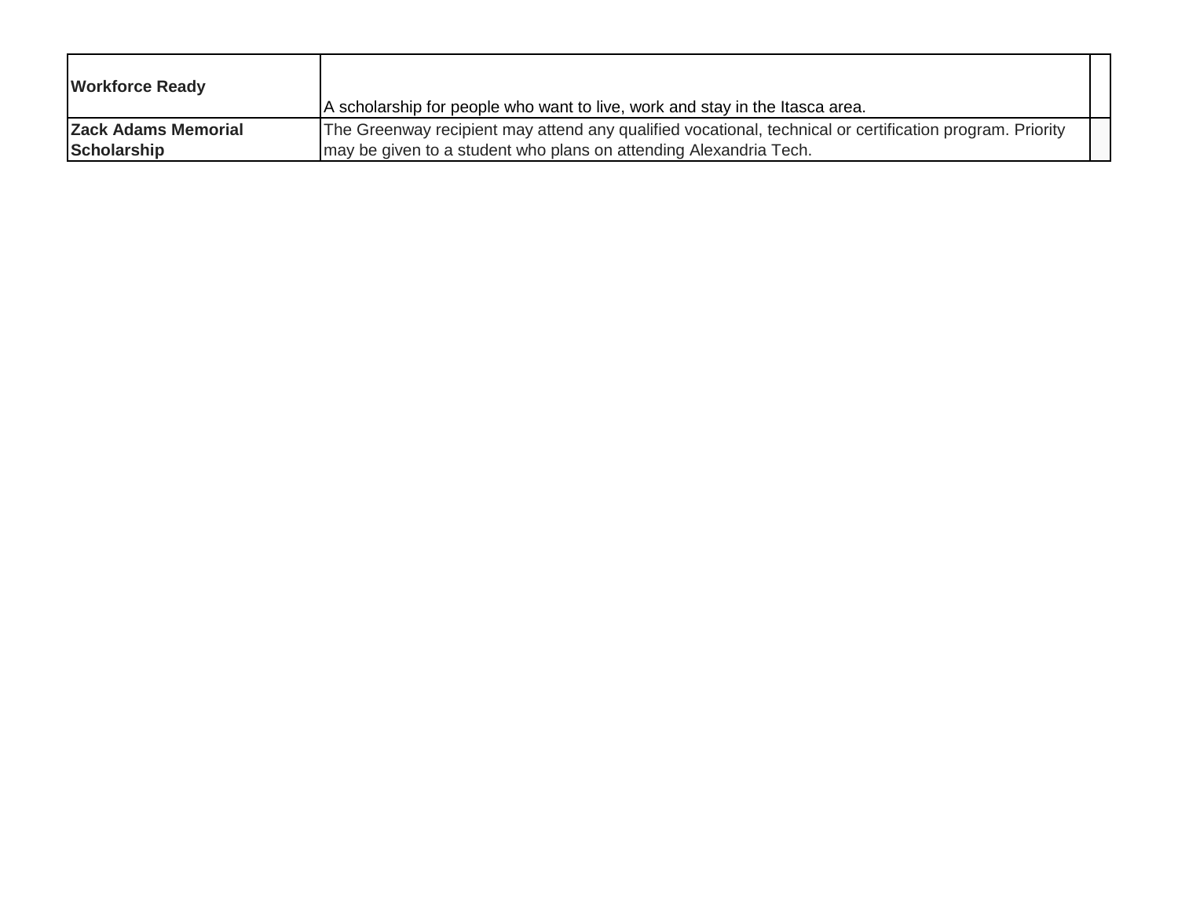| | | |
|---|---|---|
| **Workforce Ready** | A scholarship for people who want to live, work and stay in the Itasca area. | |
| **Zack Adams Memorial Scholarship** | The Greenway recipient may attend any qualified vocational, technical or certification program. Priority may be given to a student who plans on attending Alexandria Tech. | |